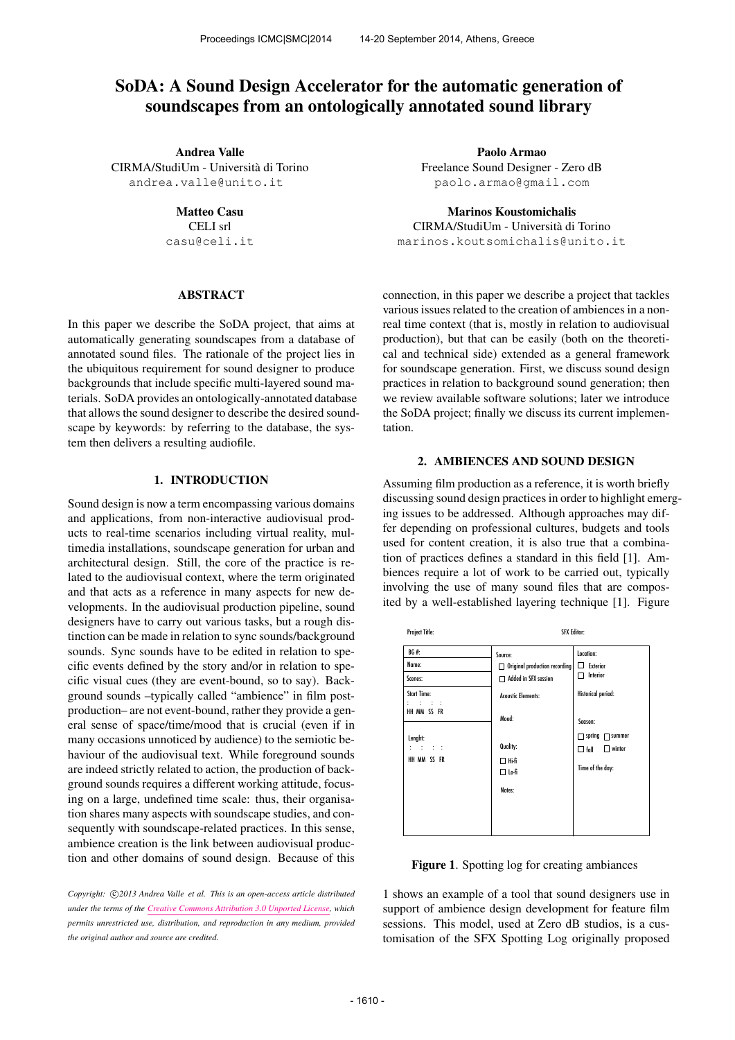# SoDA: A Sound Design Accelerator for the automatic generation of soundscapes from an ontologically annotated sound library

**Andrea Valle**
CIRMA/StudiUm - Università di Torino
andrea.valle@unito.it

**Paolo Armao**
Freelance Sound Designer - Zero dB
paolo.armao@gmail.com

**Matteo Casu**
CELI srl
casu@celi.it

**Marinos Koustomichalis**
CIRMA/StudiUm - Università di Torino
marinos.koutsomichalis@unito.it

## ABSTRACT

In this paper we describe the SoDA project, that aims at automatically generating soundscapes from a database of annotated sound files. The rationale of the project lies in the ubiquitous requirement for sound designer to produce backgrounds that include specific multi-layered sound materials. SoDA provides an ontologically-annotated database that allows the sound designer to describe the desired soundscape by keywords: by referring to the database, the system then delivers a resulting audiofile.

## 1. INTRODUCTION

Sound design is now a term encompassing various domains and applications, from non-interactive audiovisual products to real-time scenarios including virtual reality, multimedia installations, soundscape generation for urban and architectural design. Still, the core of the practice is related to the audiovisual context, where the term originated and that acts as a reference in many aspects for new developments. In the audiovisual production pipeline, sound designers have to carry out various tasks, but a rough distinction can be made in relation to sync sounds/background sounds. Sync sounds have to be edited in relation to specific events defined by the story and/or in relation to specific visual cues (they are event-bound, so to say). Background sounds –typically called "ambience" in film postproduction– are not event-bound, rather they provide a general sense of space/time/mood that is crucial (even if in many occasions unnoticed by audience) to the semiotic behaviour of the audiovisual text. While foreground sounds are indeed strictly related to action, the production of background sounds requires a different working attitude, focusing on a large, undefined time scale: thus, their organisation shares many aspects with soundscape studies, and consequently with soundscape-related practices. In this sense, ambience creation is the link between audiovisual production and other domains of sound design. Because of this connection, in this paper we describe a project that tackles various issues related to the creation of ambiences in a non-real time context (that is, mostly in relation to audiovisual production), but that can be easily (both on the theoretical and technical side) extended as a general framework for soundscape generation. First, we discuss sound design practices in relation to background sound generation; then we review available software solutions; later we introduce the SoDA project; finally we discuss its current implementation.

*Copyright: ©2013 Andrea Valle et al. This is an open-access article distributed under the terms of the Creative Commons Attribution 3.0 Unported License, which permits unrestricted use, distribution, and reproduction in any medium, provided the original author and source are credited.*

## 2. AMBIENCES AND SOUND DESIGN

Assuming film production as a reference, it is worth briefly discussing sound design practices in order to highlight emerging issues to be addressed. Although approaches may differ depending on professional cultures, budgets and tools used for content creation, it is also true that a combination of practices defines a standard in this field [1]. Ambiences require a lot of work to be carried out, typically involving the use of many sound files that are composited by a well-established layering technique [1]. Figure 1 shows an example of a tool that sound designers use in support of ambience design development for feature film sessions. This model, used at Zero dB studios, is a customisation of the SFX Spotting Log originally proposed

**Figure 1**. Spotting log for creating ambiances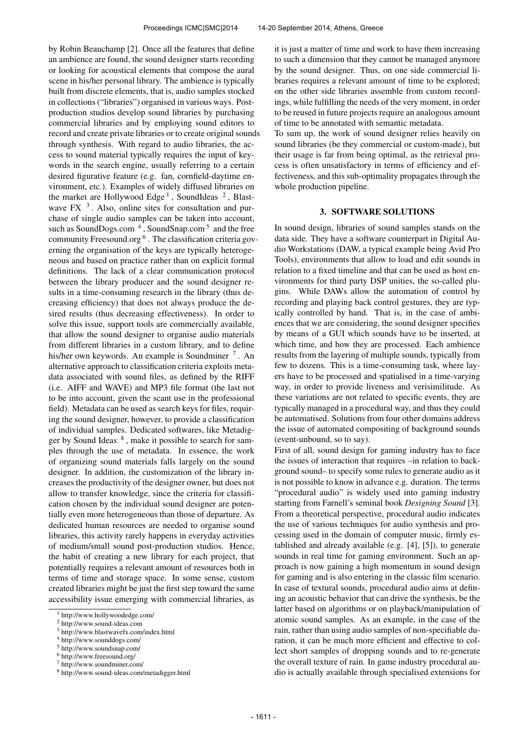by Robin Beauchamp [2]. Once all the features that define an ambience are found, the sound designer starts recording or looking for acoustical elements that compose the aural scene in his/her personal library. The ambience is typically built from discrete elements, that is, audio samples stocked in collections ("libraries") organised in various ways. Post-production studios develop sound libraries by purchasing commercial libraries and by employing sound editors to record and create private libraries or to create original sounds through synthesis. With regard to audio libraries, the access to sound material typically requires the input of keywords in the search engine, usually referring to a certain desired figurative feature (e.g. fan, cornfield-daytime environment, etc.). Examples of widely diffused libraries on the market are Hollywood Edge [1], SoundIdeas [2], Blastwave FX [3]. Also, online sites for consultation and purchase of single audio samples can be taken into account, such as SoundDogs.com [4], SoundSnap.com [5] and the free community Freesound.org [6]. The classification criteria governing the organisation of the keys are typically heterogeneous and based on practice rather than on explicit formal definitions. The lack of a clear communication protocol between the library producer and the sound designer results in a time-consuming research in the library (thus decreasing efficiency) that does not always produce the desired results (thus decreasing effectiveness). In order to solve this issue, support tools are commercially available, that allow the sound designer to organise audio materials from different libraries in a custom library, and to define his/her own keywords. An example is Soundminer [7]. An alternative approach to classification criteria exploits metadata associated with sound files, as defined by the RIFF (i.e. AIFF and WAVE) and MP3 file format (the last not to be into account, given the scant use in the professional field). Metadata can be used as search keys for files, requiring the sound designer, however, to provide a classification of individual samples. Dedicated softwares, like Metadigger by Sound Ideas [8], make it possible to search for samples through the use of metadata. In essence, the work of organizing sound materials falls largely on the sound designer. In addition, the customization of the library increases the productivity of the designer owner, but does not allow to transfer knowledge, since the criteria for classification chosen by the individual sound designer are potentially even more heterogeneous than those of departure. As dedicated human resources are needed to organise sound libraries, this activity rarely happens in everyday activities of medium/small sound post-production studios. Hence, the habit of creating a new library for each project, that potentially requires a relevant amount of resources both in terms of time and storage space. In some sense, custom created libraries might be just the first step toward the same accessibility issue emerging with commercial libraries, as it is just a matter of time and work to have them increasing to such a dimension that they cannot be managed anymore by the sound designer. Thus, on one side commercial libraries requires a relevant amount of time to be explored; on the other side libraries assemble from custom recordings, while fulfilling the needs of the very moment, in order to be reused in future projects require an analogous amount of time to be annotated with semantic metadata.

To sum up, the work of sound designer relies heavily on sound libraries (be they commercial or custom-made), but their usage is far from being optimal, as the retrieval process is often unsatisfactory in terms of efficiency and effectiveness, and this sub-optimality propagates through the whole production pipeline.

## 3. SOFTWARE SOLUTIONS

In sound design, libraries of sound samples stands on the data side. They have a software counterpart in Digital Audio Workstations (DAW, a typical example being Avid Pro Tools), environments that allow to load and edit sounds in relation to a fixed timeline and that can be used as host environments for third party DSP unities, the so-called plugins. While DAWs allow the automation of control by recording and playing back control gestures, they are typically controlled by hand. That is, in the case of ambiences that we are considering, the sound designer specifies by means of a GUI which sounds have to be inserted, at which time, and how they are processed. Each ambience results from the layering of multiple sounds, typically from few to dozens. This is a time-consuming task, where layers have to be processed and spatialised in a time-varying way, in order to provide liveness and verisimilitude. As these variations are not related to specific events, they are typically managed in a procedural way, and thus they could be automatised. Solutions from four other domains address the issue of automated compositing of background sounds (event-unbound, so to say).

First of all, sound design for gaming industry has to face the issues of interaction that requires –in relation to background sound– to specify some rules to generate audio as it is not possible to know in advance e.g. duration. The terms "procedural audio" is widely used into gaming industry starting from Farnell's seminal book *Designing Sound* [3]. From a theoretical perspective, procedural audio indicates the use of various techniques for audio synthesis and processing used in the domain of computer music, firmly established and already available (e.g. [4], [5]), to generate sounds in real time for gaming environment. Such an approach is now gaining a high momentum in sound design for gaming and is also entering in the classic film scenario. In case of textural sounds, procedural audio aims at defining an acoustic behavior that can drive the synthesis, be the latter based on algorithms or on playback/manipulation of atomic sound samples. As an example, in the case of the rain, rather than using audio samples of non-specifiable duration, it can be much more efficient and effective to collect short samples of dropping sounds and to re-generate the overall texture of rain. In game industry procedural audio is actually available through specialised extensions for

[1] http://www.hollywoodedge.com/
[2] http://www.sound-ideas.com
[3] http://www.blastwavefx.com/index.html
[4] http://www.sounddogs.com/
[5] http://www.soundsnap.com/
[6] http://www.freesound.org/
[7] http://www.soundminer.com/
[8] http://www.sound-ideas.com/metadigger.html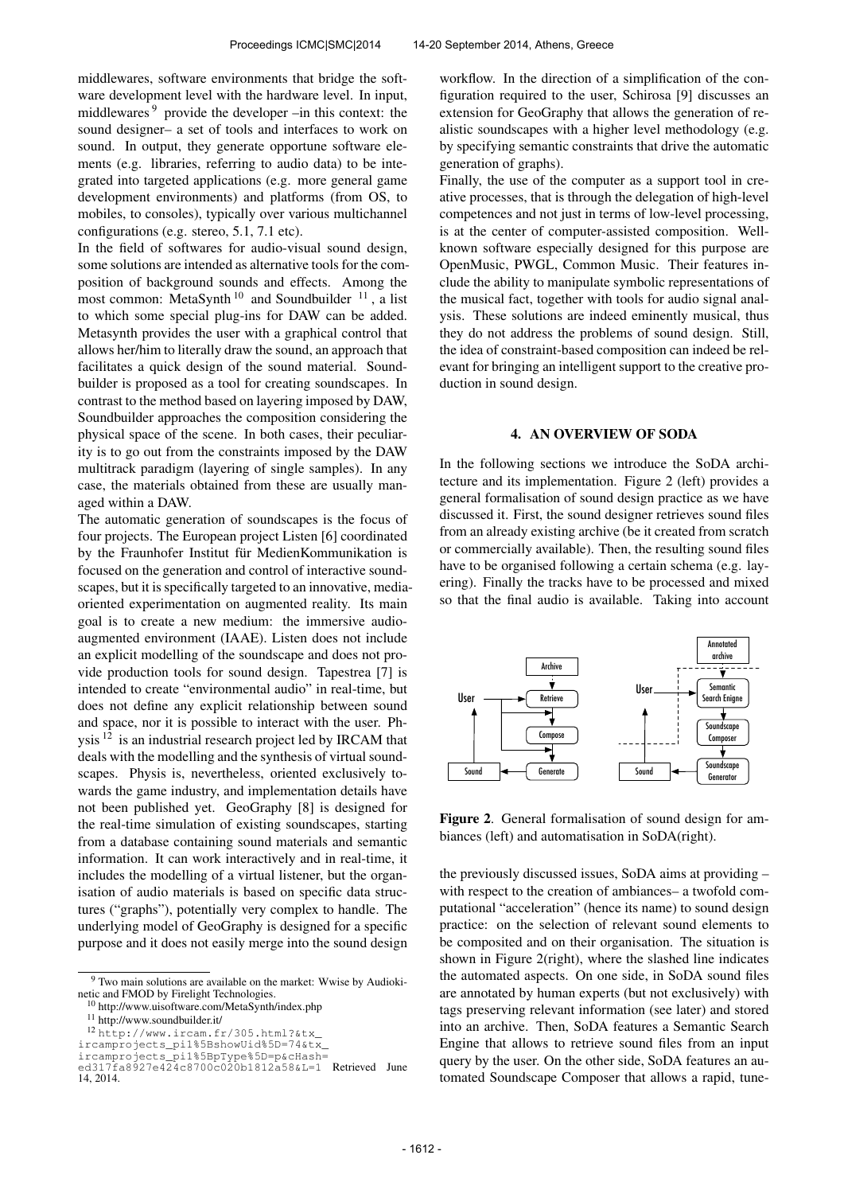middlewares, software environments that bridge the software development level with the hardware level. In input, middlewares [9] provide the developer –in this context: the sound designer– a set of tools and interfaces to work on sound. In output, they generate opportune software elements (e.g. libraries, referring to audio data) to be integrated into targeted applications (e.g. more general game development environments) and platforms (from OS, to mobiles, to consoles), typically over various multichannel configurations (e.g. stereo, 5.1, 7.1 etc).

In the field of softwares for audio-visual sound design, some solutions are intended as alternative tools for the composition of background sounds and effects. Among the most common: MetaSynth [10] and Soundbuilder [11], a list to which some special plug-ins for DAW can be added. Metasynth provides the user with a graphical control that allows her/him to literally draw the sound, an approach that facilitates a quick design of the sound material. Soundbuilder is proposed as a tool for creating soundscapes. In contrast to the method based on layering imposed by DAW, Soundbuilder approaches the composition considering the physical space of the scene. In both cases, their peculiarity is to go out from the constraints imposed by the DAW multitrack paradigm (layering of single samples). In any case, the materials obtained from these are usually managed within a DAW.

The automatic generation of soundscapes is the focus of four projects. The European project Listen [6] coordinated by the Fraunhofer Institut für MedienKommunikation is focused on the generation and control of interactive soundscapes, but it is specifically targeted to an innovative, media-oriented experimentation on augmented reality. Its main goal is to create a new medium: the immersive audio-augmented environment (IAAE). Listen does not include an explicit modelling of the soundscape and does not provide production tools for sound design. Tapestrea [7] is intended to create "environmental audio" in real-time, but does not define any explicit relationship between sound and space, nor it is possible to interact with the user. Physis [12] is an industrial research project led by IRCAM that deals with the modelling and the synthesis of virtual soundscapes. Physis is, nevertheless, oriented exclusively towards the game industry, and implementation details have not been published yet. GeoGraphy [8] is designed for the real-time simulation of existing soundscapes, starting from a database containing sound materials and semantic information. It can work interactively and in real-time, it includes the modelling of a virtual listener, but the organisation of audio materials is based on specific data structures ("graphs"), potentially very complex to handle. The underlying model of GeoGraphy is designed for a specific purpose and it does not easily merge into the sound design workflow. In the direction of a simplification of the configuration required to the user, Schirosa [9] discusses an extension for GeoGraphy that allows the generation of realistic soundscapes with a higher level methodology (e.g. by specifying semantic constraints that drive the automatic generation of graphs).

Finally, the use of the computer as a support tool in creative processes, that is through the delegation of high-level competences and not just in terms of low-level processing, is at the center of computer-assisted composition. Well-known software especially designed for this purpose are OpenMusic, PWGL, Common Music. Their features include the ability to manipulate symbolic representations of the musical fact, together with tools for audio signal analysis. These solutions are indeed eminently musical, thus they do not address the problems of sound design. Still, the idea of constraint-based composition can indeed be relevant for bringing an intelligent support to the creative production in sound design.

## 4. AN OVERVIEW OF SODA

In the following sections we introduce the SoDA architecture and its implementation. Figure 2 (left) provides a general formalisation of sound design practice as we have discussed it. First, the sound designer retrieves sound files from an already existing archive (be it created from scratch or commercially available). Then, the resulting sound files have to be organised following a certain schema (e.g. layering). Finally the tracks have to be processed and mixed so that the final audio is available. Taking into account the previously discussed issues, SoDA aims at providing –with respect to the creation of ambiances– a twofold computational "acceleration" (hence its name) to sound design practice: on the selection of relevant sound elements to be composited and on their organisation. The situation is shown in Figure 2(right), where the slashed line indicates the automated aspects. On one side, in SoDA sound files are annotated by human experts (but not exclusively) with tags preserving relevant information (see later) and stored into an archive. Then, SoDA features a Semantic Search Engine that allows to retrieve sound files from an input query by the user. On the other side, SoDA features an automated Soundscape Composer that allows a rapid, tune-

**Figure 2**. General formalisation of sound design for ambiances (left) and automatisation in SoDA(right).

[9] Two main solutions are available on the market: Wwise by Audiokinetic and FMOD by Firelight Technologies.

[10] http://www.uisoftware.com/MetaSynth/index.php

[11] http://www.soundbuilder.it/

[12] http://www.ircam.fr/305.html?&tx_ircamprojects_pi1%5BshowUid%5D=74&tx_ircamprojects_pi1%5BpType%5D=p&cHash=ed317fa8927e424c8700c020b1812a58&L=1 Retrieved June 14, 2014.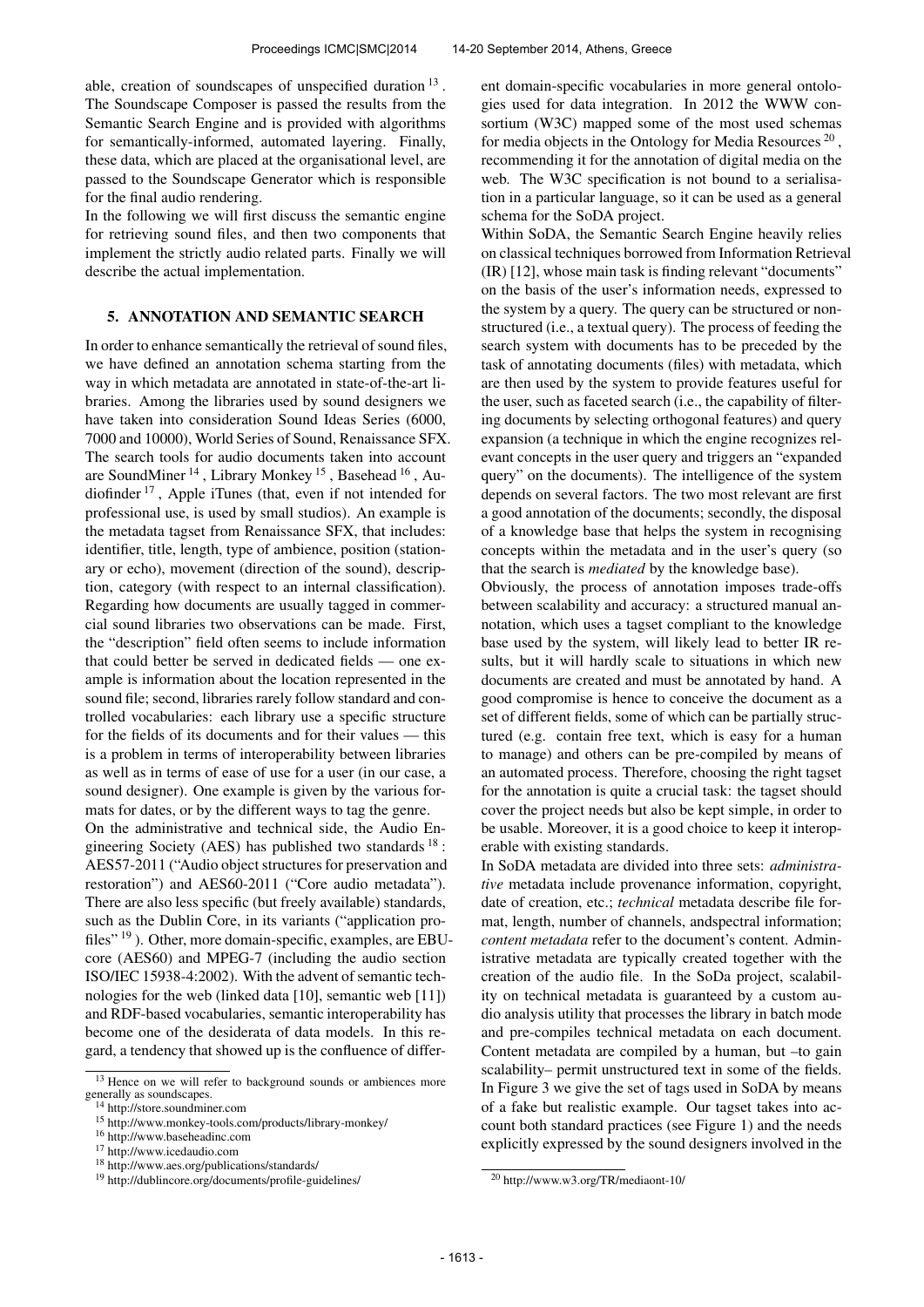able, creation of soundscapes of unspecified duration [13]. The Soundscape Composer is passed the results from the Semantic Search Engine and is provided with algorithms for semantically-informed, automated layering. Finally, these data, which are placed at the organisational level, are passed to the Soundscape Generator which is responsible for the final audio rendering.

In the following we will first discuss the semantic engine for retrieving sound files, and then two components that implement the strictly audio related parts. Finally we will describe the actual implementation.

## 5. ANNOTATION AND SEMANTIC SEARCH

In order to enhance semantically the retrieval of sound files, we have defined an annotation schema starting from the way in which metadata are annotated in state-of-the-art libraries. Among the libraries used by sound designers we have taken into consideration Sound Ideas Series (6000, 7000 and 10000), World Series of Sound, Renaissance SFX. The search tools for audio documents taken into account are SoundMiner [14], Library Monkey [15], Basehead [16], Audiofinder [17], Apple iTunes (that, even if not intended for professional use, is used by small studios). An example is the metadata tagset from Renaissance SFX, that includes: identifier, title, length, type of ambience, position (stationary or echo), movement (direction of the sound), description, category (with respect to an internal classification). Regarding how documents are usually tagged in commercial sound libraries two observations can be made. First, the "description" field often seems to include information that could better be served in dedicated fields — one example is information about the location represented in the sound file; second, libraries rarely follow standard and controlled vocabularies: each library use a specific structure for the fields of its documents and for their values — this is a problem in terms of interoperability between libraries as well as in terms of ease of use for a user (in our case, a sound designer). One example is given by the various formats for dates, or by the different ways to tag the genre.

On the administrative and technical side, the Audio Engineering Society (AES) has published two standards [18]: AES57-2011 ("Audio object structures for preservation and restoration") and AES60-2011 ("Core audio metadata"). There are also less specific (but freely available) standards, such as the Dublin Core, in its variants ("application profiles" [19]). Other, more domain-specific, examples, are EBUcore (AES60) and MPEG-7 (including the audio section ISO/IEC 15938-4:2002). With the advent of semantic technologies for the web (linked data [10], semantic web [11]) and RDF-based vocabularies, semantic interoperability has become one of the desiderata of data models. In this regard, a tendency that showed up is the confluence of different domain-specific vocabularies in more general ontologies used for data integration. In 2012 the WWW consortium (W3C) mapped some of the most used schemas for media objects in the Ontology for Media Resources [20], recommending it for the annotation of digital media on the web. The W3C specification is not bound to a serialisation in a particular language, so it can be used as a general schema for the SoDA project.

Within SoDA, the Semantic Search Engine heavily relies on classical techniques borrowed from Information Retrieval (IR) [12], whose main task is finding relevant "documents" on the basis of the user's information needs, expressed to the system by a query. The query can be structured or nonstructured (i.e., a textual query). The process of feeding the search system with documents has to be preceded by the task of annotating documents (files) with metadata, which are then used by the system to provide features useful for the user, such as faceted search (i.e., the capability of filtering documents by selecting orthogonal features) and query expansion (a technique in which the engine recognizes relevant concepts in the user query and triggers an "expanded query" on the documents). The intelligence of the system depends on several factors. The two most relevant are first a good annotation of the documents; secondly, the disposal of a knowledge base that helps the system in recognising concepts within the metadata and in the user's query (so that the search is *mediated* by the knowledge base).

Obviously, the process of annotation imposes trade-offs between scalability and accuracy: a structured manual annotation, which uses a tagset compliant to the knowledge base used by the system, will likely lead to better IR results, but it will hardly scale to situations in which new documents are created and must be annotated by hand. A good compromise is hence to conceive the document as a set of different fields, some of which can be partially structured (e.g. contain free text, which is easy for a human to manage) and others can be pre-compiled by means of an automated process. Therefore, choosing the right tagset for the annotation is quite a crucial task: the tagset should cover the project needs but also be kept simple, in order to be usable. Moreover, it is a good choice to keep it interoperable with existing standards.

In SoDA metadata are divided into three sets: *administrative* metadata include provenance information, copyright, date of creation, etc.; *technical* metadata describe file format, length, number of channels, andspectral information; *content metadata* refer to the document's content. Administrative metadata are typically created together with the creation of the audio file. In the SoDa project, scalability on technical metadata is guaranteed by a custom audio analysis utility that processes the library in batch mode and pre-compiles technical metadata on each document. Content metadata are compiled by a human, but –to gain scalability– permit unstructured text in some of the fields. In Figure 3 we give the set of tags used in SoDA by means of a fake but realistic example. Our tagset takes into account both standard practices (see Figure 1) and the needs explicitly expressed by the sound designers involved in the

[13] Hence on we will refer to background sounds or ambiences more generally as soundscapes.

[14] http://store.soundminer.com

[15] http://www.monkey-tools.com/products/library-monkey/

[16] http://www.baseheadinc.com

[17] http://www.icedaudio.com

[18] http://www.aes.org/publications/standards/

[19] http://dublincore.org/documents/profile-guidelines/

[20] http://www.w3.org/TR/mediaont-10/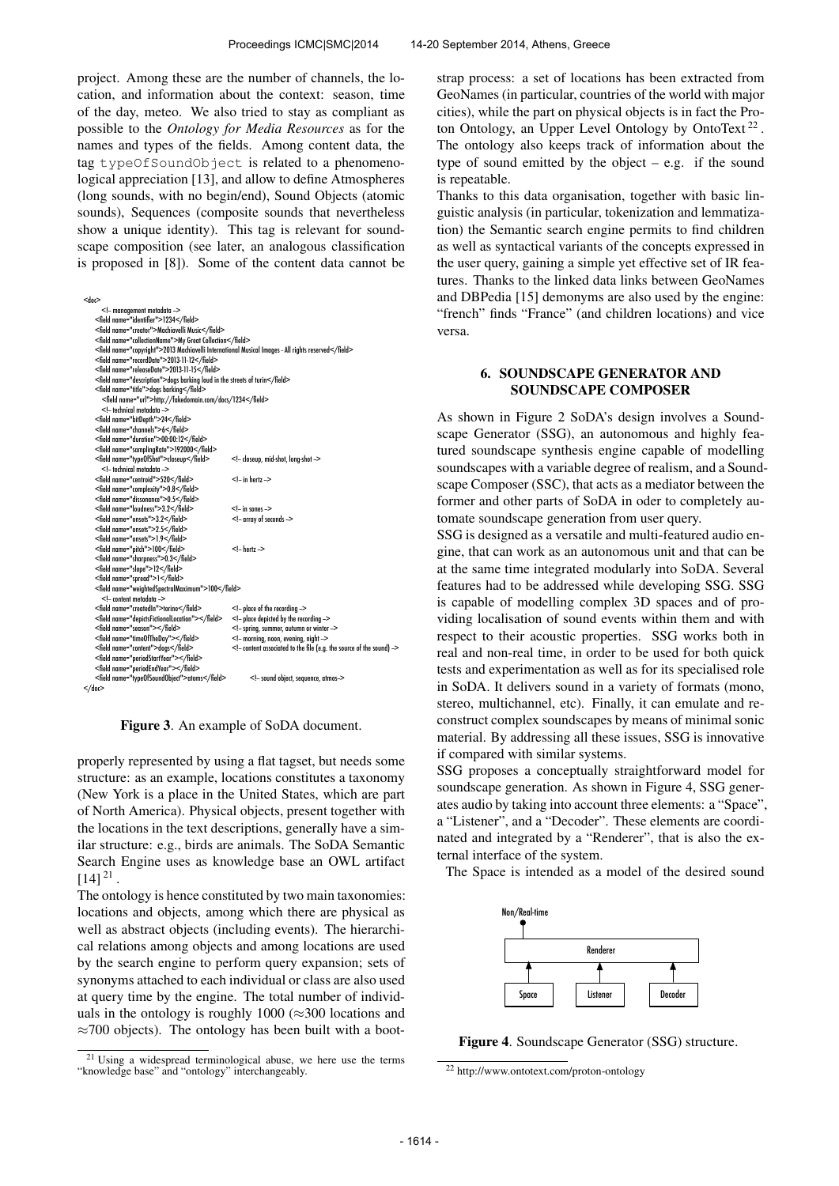project. Among these are the number of channels, the location, and information about the context: season, time of the day, meteo. We also tried to stay as compliant as possible to the *Ontology for Media Resources* as for the names and types of the fields. Among content data, the tag `typeOfSoundObject` is related to a phenomenological appreciation [13], and allow to define Atmospheres (long sounds, with no begin/end), Sound Objects (atomic sounds), Sequences (composite sounds that nevertheless show a unique identity). This tag is relevant for soundscape composition (see later, an analogous classification is proposed in [8]). Some of the content data cannot be

```
<doc>
    <!-- management metadata -->
    <field name="identifier">1234</field>
    <field name="creator">Machiavelli Music</field>
    <field name="collectionName">My Great Collection</field>
    <field name="copyright">2013 Machiavelli International Musical Images - All rights reserved</field>
    <field name="recordDate">2013-11-12</field>
    <field name="releaseDate">2013-11-15</field>
    <field name="description">dogs barking loud in the streets of turin</field>
    <field name="title">dogs barking</field>
    <field name="url">http://fakedomain.com/docs/1234</field>
    <!-- technical metadata -->
    <field name="bitDepth">24</field>
    <field name="channels">6</field>
    <field name="duration">00:00:12</field>
    <field name="samplingRate">192000</field>
    <field name="typeOfShot">closeup</field>          <!-- closeup, mid-shot, long-shot -->
    <!-- technical metadata -->
    <field name="centroid">520</field>                <!-- in hertz -->
    <field name="complexity">0.8</field>
    <field name="dissonance">0.5</field>
    <field name="loudness">3.2</field>                <!-- in sones -->
    <field name="onsets">3.2</field>                  <!-- array of seconds -->
    <field name="onsets">2.5</field>
    <field name="onsets">1.9</field>
    <field name="pitch">100</field>                   <!-- hertz -->
    <field name="sharpness">0.3</field>
    <field name="slope">12</field>
    <field name="spread">1</field>
    <field name="weightedSpectralMaximum">100</field>
    <!-- content metadata -->
    <field name="createdIn">torino</field>            <!-- place of the recording -->
    <field name="depictsFictionalLocation"></field>   <!-- place depicted by the recording -->
    <field name="season"></field>                     <!-- spring, summer, autumn or winter -->
    <field name="timeOfTheDay"></field>               <!-- morning, noon, evening, night -->
    <field name="content">dogs</field>                <!-- content associated to the file (e.g. the source of the sound) -->
    <field name="periodStartYear"></field>
    <field name="periodEndYear"></field>
    <field name="typeOfSoundObject">atoms</field>     <!-- sound object, sequence, atmos-->
</doc>
```

**Figure 3**. An example of SoDA document.

properly represented by using a flat tagset, but needs some structure: as an example, locations constitutes a taxonomy (New York is a place in the United States, which are part of North America). Physical objects, present together with the locations in the text descriptions, generally have a similar structure: e.g., birds are animals. The SoDA Semantic Search Engine uses as knowledge base an OWL artifact [14] [21].

The ontology is hence constituted by two main taxonomies: locations and objects, among which there are physical as well as abstract objects (including events). The hierarchical relations among objects and among locations are used by the search engine to perform query expansion; sets of synonyms attached to each individual or class are also used at query time by the engine. The total number of individuals in the ontology is roughly 1000 ($\approx$300 locations and $\approx$700 objects). The ontology has been built with a bootstrap process: a set of locations has been extracted from GeoNames (in particular, countries of the world with major cities), while the part on physical objects is in fact the Proton Ontology, an Upper Level Ontology by OntoText [22]. The ontology also keeps track of information about the type of sound emitted by the object – e.g. if the sound is repeatable.

Thanks to this data organisation, together with basic linguistic analysis (in particular, tokenization and lemmatization) the Semantic search engine permits to find children as well as syntactical variants of the concepts expressed in the user query, gaining a simple yet effective set of IR features. Thanks to the linked data links between GeoNames and DBPedia [15] demonyms are also used by the engine: "french" finds "France" (and children locations) and vice versa.

## 6. SOUNDSCAPE GENERATOR AND SOUNDSCAPE COMPOSER

As shown in Figure 2 SoDA's design involves a Soundscape Generator (SSG), an autonomous and highly featured soundscape synthesis engine capable of modelling soundscapes with a variable degree of realism, and a Soundscape Composer (SSC), that acts as a mediator between the former and other parts of SoDA in oder to completely automate soundscape generation from user query.

SSG is designed as a versatile and multi-featured audio engine, that can work as an autonomous unit and that can be at the same time integrated modularly into SoDA. Several features had to be addressed while developing SSG. SSG is capable of modelling complex 3D spaces and of providing localisation of sound events within them and with respect to their acoustic properties. SSG works both in real and non-real time, in order to be used for both quick tests and experimentation as well as for its specialised role in SoDA. It delivers sound in a variety of formats (mono, stereo, multichannel, etc). Finally, it can emulate and reconstruct complex soundscapes by means of minimal sonic material. By addressing all these issues, SSG is innovative if compared with similar systems.

SSG proposes a conceptually straightforward model for soundscape generation. As shown in Figure 4, SSG generates audio by taking into account three elements: a "Space", a "Listener", and a "Decoder". These elements are coordinated and integrated by a "Renderer", that is also the external interface of the system.

The Space is intended as a model of the desired sound

```
   Non/Real-time
        |
   +----------------------------------+
   |             Renderer             |
   +----------------------------------+
        ^            ^            ^
        |            |            |
    +-------+   +----------+  +---------+
    | Space |   | Listener |  | Decoder |
    +-------+   +----------+  +---------+
```

**Figure 4**. Soundscape Generator (SSG) structure.

[21] Using a widespread terminological abuse, we here use the terms "knowledge base" and "ontology" interchangeably.

[22] http://www.ontotext.com/proton-ontology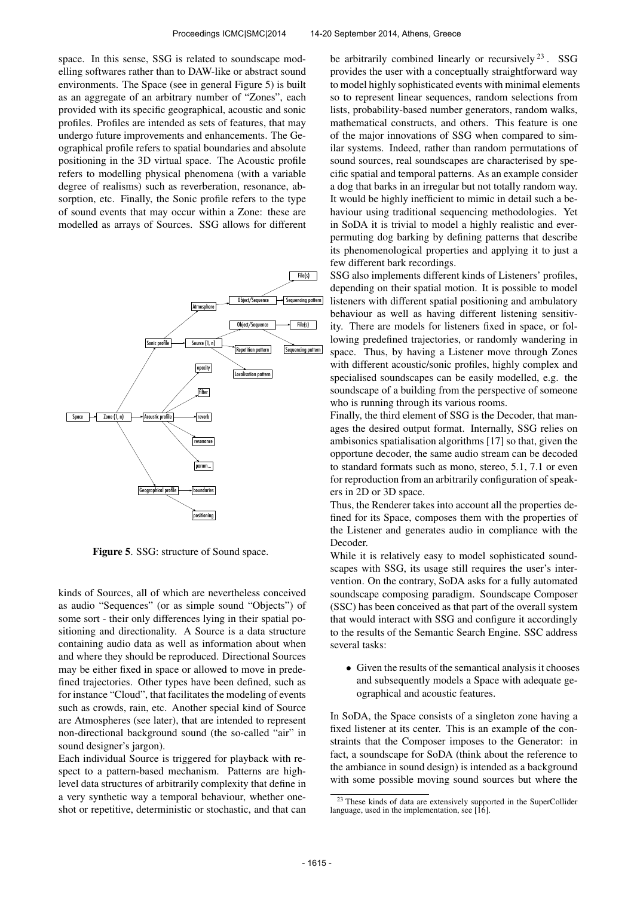space. In this sense, SSG is related to soundscape modelling softwares rather than to DAW-like or abstract sound environments. The Space (see in general Figure 5) is built as an aggregate of an arbitrary number of "Zones", each provided with its specific geographical, acoustic and sonic profiles. Profiles are intended as sets of features, that may undergo future improvements and enhancements. The Geographical profile refers to spatial boundaries and absolute positioning in the 3D virtual space. The Acoustic profile refers to modelling physical phenomena (with a variable degree of realisms) such as reverberation, resonance, absorption, etc. Finally, the Sonic profile refers to the type of sound events that may occur within a Zone: these are modelled as arrays of Sources. SSG allows for different kinds of Sources, all of which are nevertheless conceived as audio "Sequences" (or as simple sound "Objects") of some sort - their only differences lying in their spatial positioning and directionality. A Source is a data structure containing audio data as well as information about when and where they should be reproduced. Directional Sources may be either fixed in space or allowed to move in predefined trajectories. Other types have been defined, such as for instance "Cloud", that facilitates the modeling of events such as crowds, rain, etc. Another special kind of Source are Atmospheres (see later), that are intended to represent non-directional background sound (the so-called "air" in sound designer's jargon).

**Figure 5**. SSG: structure of Sound space.

Each individual Source is triggered for playback with respect to a pattern-based mechanism. Patterns are high-level data structures of arbitrarily complexity that define in a very synthetic way a temporal behaviour, whether one-shot or repetitive, deterministic or stochastic, and that can be arbitrarily combined linearly or recursively [23]. SSG provides the user with a conceptually straightforward way to model highly sophisticated events with minimal elements so to represent linear sequences, random selections from lists, probability-based number generators, random walks, mathematical constructs, and others. This feature is one of the major innovations of SSG when compared to similar systems. Indeed, rather than random permutations of sound sources, real soundscapes are characterised by specific spatial and temporal patterns. As an example consider a dog that barks in an irregular but not totally random way. It would be highly inefficient to mimic in detail such a behaviour using traditional sequencing methodologies. Yet in SoDA it is trivial to model a highly realistic and ever-permuting dog barking by defining patterns that describe its phenomenological properties and applying it to just a few different bark recordings.

SSG also implements different kinds of Listeners' profiles, depending on their spatial motion. It is possible to model listeners with different spatial positioning and ambulatory behaviour as well as having different listening sensitivity. There are models for listeners fixed in space, or following predefined trajectories, or randomly wandering in space. Thus, by having a Listener move through Zones with different acoustic/sonic profiles, highly complex and specialised soundscapes can be easily modelled, e.g. the soundscape of a building from the perspective of someone who is running through its various rooms.

Finally, the third element of SSG is the Decoder, that manages the desired output format. Internally, SSG relies on ambisonics spatialisation algorithms [17] so that, given the opportune decoder, the same audio stream can be decoded to standard formats such as mono, stereo, 5.1, 7.1 or even for reproduction from an arbitrarily configuration of speakers in 2D or 3D space.

Thus, the Renderer takes into account all the properties defined for its Space, composes them with the properties of the Listener and generates audio in compliance with the Decoder.

While it is relatively easy to model sophisticated soundscapes with SSG, its usage still requires the user's intervention. On the contrary, SoDA asks for a fully automated soundscape composing paradigm. Soundscape Composer (SSC) has been conceived as that part of the overall system that would interact with SSG and configure it accordingly to the results of the Semantic Search Engine. SSC address several tasks:

- Given the results of the semantical analysis it chooses and subsequently models a Space with adequate geographical and acoustic features.

In SoDA, the Space consists of a singleton zone having a fixed listener at its center. This is an example of the constraints that the Composer imposes to the Generator: in fact, a soundscape for SoDA (think about the reference to the ambiance in sound design) is intended as a background with some possible moving sound sources but where the

[23] These kinds of data are extensively supported in the SuperCollider language, used in the implementation, see [16].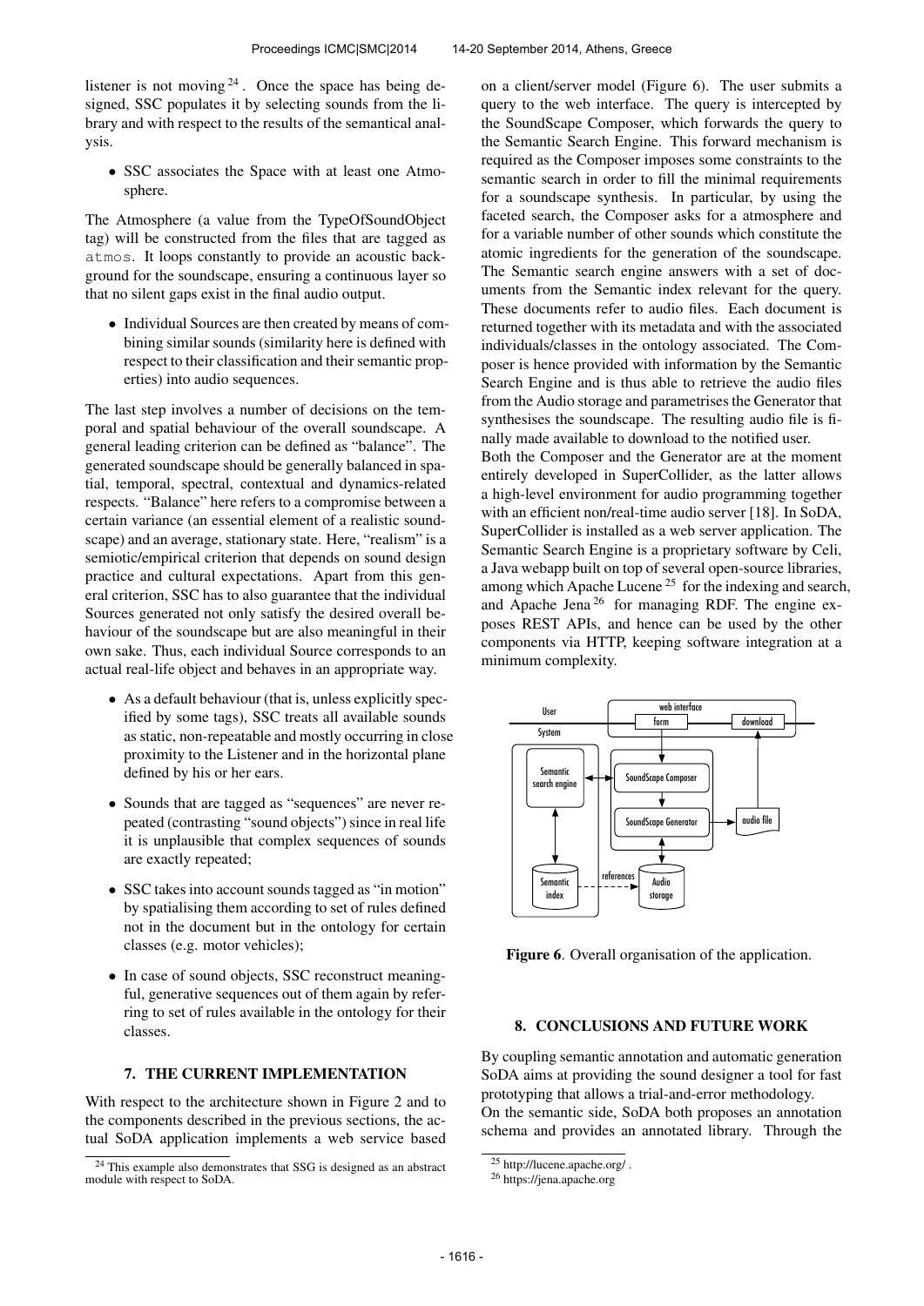listener is not moving [24]. Once the space has being designed, SSC populates it by selecting sounds from the library and with respect to the results of the semantical analysis.

- SSC associates the Space with at least one Atmosphere.

The Atmosphere (a value from the TypeOfSoundObject tag) will be constructed from the files that are tagged as `atmos`. It loops constantly to provide an acoustic background for the soundscape, ensuring a continuous layer so that no silent gaps exist in the final audio output.

- Individual Sources are then created by means of combining similar sounds (similarity here is defined with respect to their classification and their semantic properties) into audio sequences.

The last step involves a number of decisions on the temporal and spatial behaviour of the overall soundscape. A general leading criterion can be defined as "balance". The generated soundscape should be generally balanced in spatial, temporal, spectral, contextual and dynamics-related respects. "Balance" here refers to a compromise between a certain variance (an essential element of a realistic soundscape) and an average, stationary state. Here, "realism" is a semiotic/empirical criterion that depends on sound design practice and cultural expectations. Apart from this general criterion, SSC has to also guarantee that the individual Sources generated not only satisfy the desired overall behaviour of the soundscape but are also meaningful in their own sake. Thus, each individual Source corresponds to an actual real-life object and behaves in an appropriate way.

- As a default behaviour (that is, unless explicitly specified by some tags), SSC treats all available sounds as static, non-repeatable and mostly occurring in close proximity to the Listener and in the horizontal plane defined by his or her ears.
- Sounds that are tagged as "sequences" are never repeated (contrasting "sound objects") since in real life it is unplausible that complex sequences of sounds are exactly repeated;
- SSC takes into account sounds tagged as "in motion" by spatialising them according to set of rules defined not in the document but in the ontology for certain classes (e.g. motor vehicles);
- In case of sound objects, SSC reconstruct meaningful, generative sequences out of them again by referring to set of rules available in the ontology for their classes.

## 7. THE CURRENT IMPLEMENTATION

With respect to the architecture shown in Figure 2 and to the components described in the previous sections, the actual SoDA application implements a web service based on a client/server model (Figure 6). The user submits a query to the web interface. The query is intercepted by the SoundScape Composer, which forwards the query to the Semantic Search Engine. This forward mechanism is required as the Composer imposes some constraints to the semantic search in order to fill the minimal requirements for a soundscape synthesis. In particular, by using the faceted search, the Composer asks for a atmosphere and for a variable number of other sounds which constitute the atomic ingredients for the generation of the soundscape. The Semantic search engine answers with a set of documents from the Semantic index relevant for the query. These documents refer to audio files. Each document is returned together with its metadata and with the associated individuals/classes in the ontology associated. The Composer is hence provided with information by the Semantic Search Engine and is thus able to retrieve the audio files from the Audio storage and parametrises the Generator that synthesises the soundscape. The resulting audio file is finally made available to download to the notified user.

Both the Composer and the Generator are at the moment entirely developed in SuperCollider, as the latter allows a high-level environment for audio programming together with an efficient non/real-time audio server [18]. In SoDA, SuperCollider is installed as a web server application. The Semantic Search Engine is a proprietary software by Celi, a Java webapp built on top of several open-source libraries, among which Apache Lucene [25] for the indexing and search, and Apache Jena [26] for managing RDF. The engine exposes REST APIs, and hence can be used by the other components via HTTP, keeping software integration at a minimum complexity.

**Figure 6**. Overall organisation of the application.

## 8. CONCLUSIONS AND FUTURE WORK

By coupling semantic annotation and automatic generation SoDA aims at providing the sound designer a tool for fast prototyping that allows a trial-and-error methodology.

On the semantic side, SoDA both proposes an annotation schema and provides an annotated library. Through the

[24] This example also demonstrates that SSG is designed as an abstract module with respect to SoDA.

[25] http://lucene.apache.org/ .

[26] https://jena.apache.org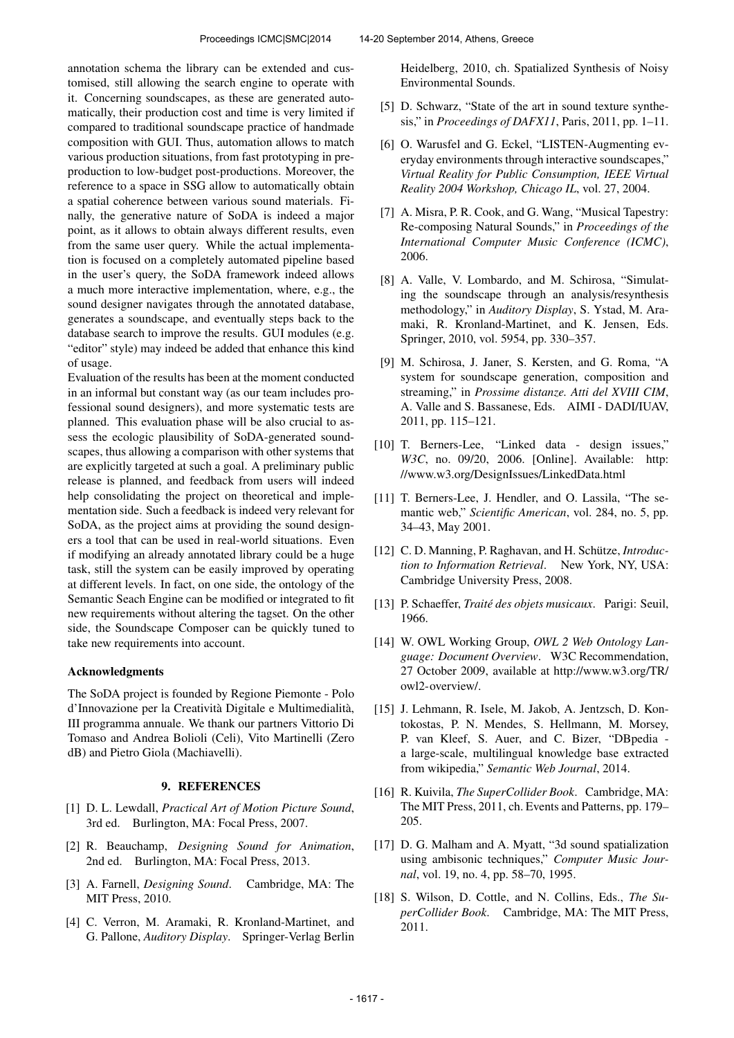annotation schema the library can be extended and customised, still allowing the search engine to operate with it. Concerning soundscapes, as these are generated automatically, their production cost and time is very limited if compared to traditional soundscape practice of handmade composition with GUI. Thus, automation allows to match various production situations, from fast prototyping in pre-production to low-budget post-productions. Moreover, the reference to a space in SSG allow to automatically obtain a spatial coherence between various sound materials. Finally, the generative nature of SoDA is indeed a major point, as it allows to obtain always different results, even from the same user query. While the actual implementation is focused on a completely automated pipeline based in the user's query, the SoDA framework indeed allows a much more interactive implementation, where, e.g., the sound designer navigates through the annotated database, generates a soundscape, and eventually steps back to the database search to improve the results. GUI modules (e.g. "editor" style) may indeed be added that enhance this kind of usage.

Evaluation of the results has been at the moment conducted in an informal but constant way (as our team includes professional sound designers), and more systematic tests are planned. This evaluation phase will be also crucial to assess the ecologic plausibility of SoDA-generated soundscapes, thus allowing a comparison with other systems that are explicitly targeted at such a goal. A preliminary public release is planned, and feedback from users will indeed help consolidating the project on theoretical and implementation side. Such a feedback is indeed very relevant for SoDA, as the project aims at providing the sound designers a tool that can be used in real-world situations. Even if modifying an already annotated library could be a huge task, still the system can be easily improved by operating at different levels. In fact, on one side, the ontology of the Semantic Seach Engine can be modified or integrated to fit new requirements without altering the tagset. On the other side, the Soundscape Composer can be quickly tuned to take new requirements into account.

### Acknowledgments

The SoDA project is founded by Regione Piemonte - Polo d'Innovazione per la Creatività Digitale e Multimedialità, III programma annuale. We thank our partners Vittorio Di Tomaso and Andrea Bolioli (Celi), Vito Martinelli (Zero dB) and Pietro Giola (Machiavelli).

## 9. REFERENCES

[1] D. L. Lewdall, *Practical Art of Motion Picture Sound*, 3rd ed. Burlington, MA: Focal Press, 2007.

[2] R. Beauchamp, *Designing Sound for Animation*, 2nd ed. Burlington, MA: Focal Press, 2013.

[3] A. Farnell, *Designing Sound*. Cambridge, MA: The MIT Press, 2010.

[4] C. Verron, M. Aramaki, R. Kronland-Martinet, and G. Pallone, *Auditory Display*. Springer-Verlag Berlin Heidelberg, 2010, ch. Spatialized Synthesis of Noisy Environmental Sounds.

[5] D. Schwarz, "State of the art in sound texture synthesis," in *Proceedings of DAFX11*, Paris, 2011, pp. 1–11.

[6] O. Warusfel and G. Eckel, "LISTEN-Augmenting everyday environments through interactive soundscapes," *Virtual Reality for Public Consumption, IEEE Virtual Reality 2004 Workshop, Chicago IL*, vol. 27, 2004.

[7] A. Misra, P. R. Cook, and G. Wang, "Musical Tapestry: Re-composing Natural Sounds," in *Proceedings of the International Computer Music Conference (ICMC)*, 2006.

[8] A. Valle, V. Lombardo, and M. Schirosa, "Simulating the soundscape through an analysis/resynthesis methodology," in *Auditory Display*, S. Ystad, M. Aramaki, R. Kronland-Martinet, and K. Jensen, Eds. Springer, 2010, vol. 5954, pp. 330–357.

[9] M. Schirosa, J. Janer, S. Kersten, and G. Roma, "A system for soundscape generation, composition and streaming," in *Prossime distanze. Atti del XVIII CIM*, A. Valle and S. Bassanese, Eds. AIMI - DADI/IUAV, 2011, pp. 115–121.

[10] T. Berners-Lee, "Linked data - design issues," *W3C*, no. 09/20, 2006. [Online]. Available: http://www.w3.org/DesignIssues/LinkedData.html

[11] T. Berners-Lee, J. Hendler, and O. Lassila, "The semantic web," *Scientific American*, vol. 284, no. 5, pp. 34–43, May 2001.

[12] C. D. Manning, P. Raghavan, and H. Schütze, *Introduction to Information Retrieval*. New York, NY, USA: Cambridge University Press, 2008.

[13] P. Schaeffer, *Traité des objets musicaux*. Parigi: Seuil, 1966.

[14] W. OWL Working Group, *OWL 2 Web Ontology Language: Document Overview*. W3C Recommendation, 27 October 2009, available at http://www.w3.org/TR/owl2-overview/.

[15] J. Lehmann, R. Isele, M. Jakob, A. Jentzsch, D. Kontokostas, P. N. Mendes, S. Hellmann, M. Morsey, P. van Kleef, S. Auer, and C. Bizer, "DBpedia - a large-scale, multilingual knowledge base extracted from wikipedia," *Semantic Web Journal*, 2014.

[16] R. Kuivila, *The SuperCollider Book*. Cambridge, MA: The MIT Press, 2011, ch. Events and Patterns, pp. 179–205.

[17] D. G. Malham and A. Myatt, "3d sound spatialization using ambisonic techniques," *Computer Music Journal*, vol. 19, no. 4, pp. 58–70, 1995.

[18] S. Wilson, D. Cottle, and N. Collins, Eds., *The SuperCollider Book*. Cambridge, MA: The MIT Press, 2011.